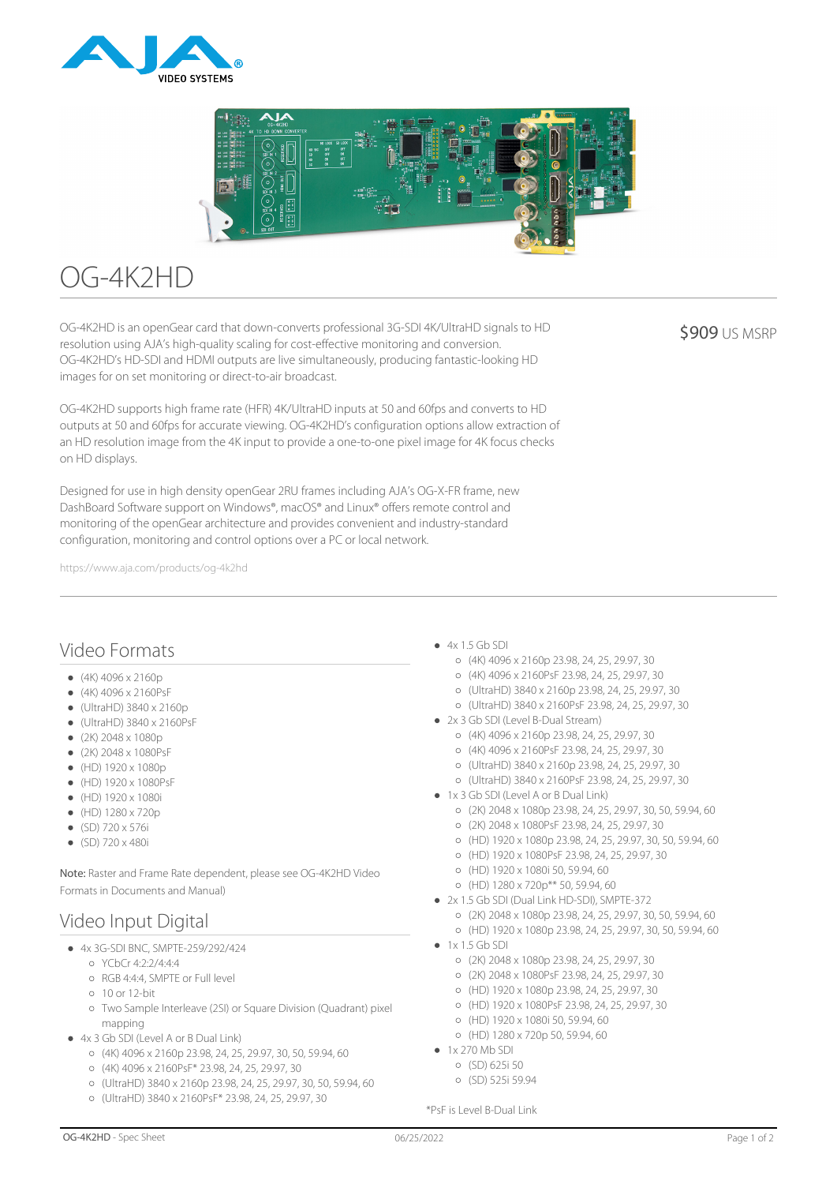# OG-4K2HD

OG-4K2HD is an openGear card that down-converts professional 3G-SDI 4K/UltraHD signals to HD resolution using AJA's high-quality scaling for cost-effective monitoring and conversion. OG-4K2HD's HD-SDI and HDMI outputs are live simultaneously, producing fantastic-looking HD images for on set monitoring or direct-to-air broadcast.

$909 US MSRP

OG-4K2HD supports high frame rate (HFR) 4K/UltraHD inputs at 50 and 60fps and converts to HD outputs at 50 and 60fps for accurate viewing. OG-4K2HD's configuration options allow extraction of an HD resolution image from the 4K input to provide a one-to-one pixel image for 4K focus checks on HD displays.

Designed for use in high density openGear 2RU frames including AJA's OG-X-FR frame, new DashBoard Software support on Windows®, macOS® and Linux® offers remote control and monitoring of the openGear architecture and provides convenient and industry-standard configuration, monitoring and control options over a PC or local network.

https://www.aja.com/products/og-4k2hd

## Video Formats

- (4K) 4096 x 2160p
- (4K) 4096 x 2160PsF
- (UltraHD) 3840 x 2160p
- (UltraHD) 3840 x 2160PsF
- (2K) 2048 x 1080p
- (2K) 2048 x 1080PsF
- (HD) 1920 x 1080p
- (HD) 1920 x 1080PsF
- (HD) 1920 x 1080i
- (HD) 1280 x 720p
- (SD) 720 x 576i
- (SD) 720 x 480i

**Note:** Raster and Frame Rate dependent, please see OG-4K2HD Video Formats in Documents and Manual)

## Video Input Digital

- 4x 3G-SDI BNC, SMPTE-259/292/424
  - YCbCr 4:2:2/4:4:4
  - RGB 4:4:4, SMPTE or Full level
  - 10 or 12-bit
  - Two Sample Interleave (2SI) or Square Division (Quadrant) pixel mapping
- 4x 3 Gb SDI (Level A or B Dual Link)
  - (4K) 4096 x 2160p 23.98, 24, 25, 29.97, 30, 50, 59.94, 60
  - (4K) 4096 x 2160PsF* 23.98, 24, 25, 29.97, 30
  - (UltraHD) 3840 x 2160p 23.98, 24, 25, 29.97, 30, 50, 59.94, 60
  - (UltraHD) 3840 x 2160PsF* 23.98, 24, 25, 29.97, 30
- 4x 1.5 Gb SDI
  - (4K) 4096 x 2160p 23.98, 24, 25, 29.97, 30
  - (4K) 4096 x 2160PsF 23.98, 24, 25, 29.97, 30
  - (UltraHD) 3840 x 2160p 23.98, 24, 25, 29.97, 30
  - (UltraHD) 3840 x 2160PsF 23.98, 24, 25, 29.97, 30
- 2x 3 Gb SDI (Level B-Dual Stream)
  - (4K) 4096 x 2160p 23.98, 24, 25, 29.97, 30
  - (4K) 4096 x 2160PsF 23.98, 24, 25, 29.97, 30
  - (UltraHD) 3840 x 2160p 23.98, 24, 25, 29.97, 30
  - (UltraHD) 3840 x 2160PsF 23.98, 24, 25, 29.97, 30
- 1x 3 Gb SDI (Level A or B Dual Link)
  - (2K) 2048 x 1080p 23.98, 24, 25, 29.97, 30, 50, 59.94, 60
  - (2K) 2048 x 1080PsF 23.98, 24, 25, 29.97, 30
  - (HD) 1920 x 1080p 23.98, 24, 25, 29.97, 30, 50, 59.94, 60
  - (HD) 1920 x 1080PsF 23.98, 24, 25, 29.97, 30
  - (HD) 1920 x 1080i 50, 59.94, 60
  - (HD) 1280 x 720p** 50, 59.94, 60
- 2x 1.5 Gb SDI (Dual Link HD-SDI), SMPTE-372
  - (2K) 2048 x 1080p 23.98, 24, 25, 29.97, 30, 50, 59.94, 60
  - (HD) 1920 x 1080p 23.98, 24, 25, 29.97, 30, 50, 59.94, 60
- 1x 1.5 Gb SDI
  - (2K) 2048 x 1080p 23.98, 24, 25, 29.97, 30
  - (2K) 2048 x 1080PsF 23.98, 24, 25, 29.97, 30
  - (HD) 1920 x 1080p 23.98, 24, 25, 29.97, 30
  - (HD) 1920 x 1080PsF 23.98, 24, 25, 29.97, 30
  - (HD) 1920 x 1080i 50, 59.94, 60
  - (HD) 1280 x 720p 50, 59.94, 60
- 1x 270 Mb SDI
  - (SD) 625i 50
  - (SD) 525i 59.94

*PsF is Level B-Dual Link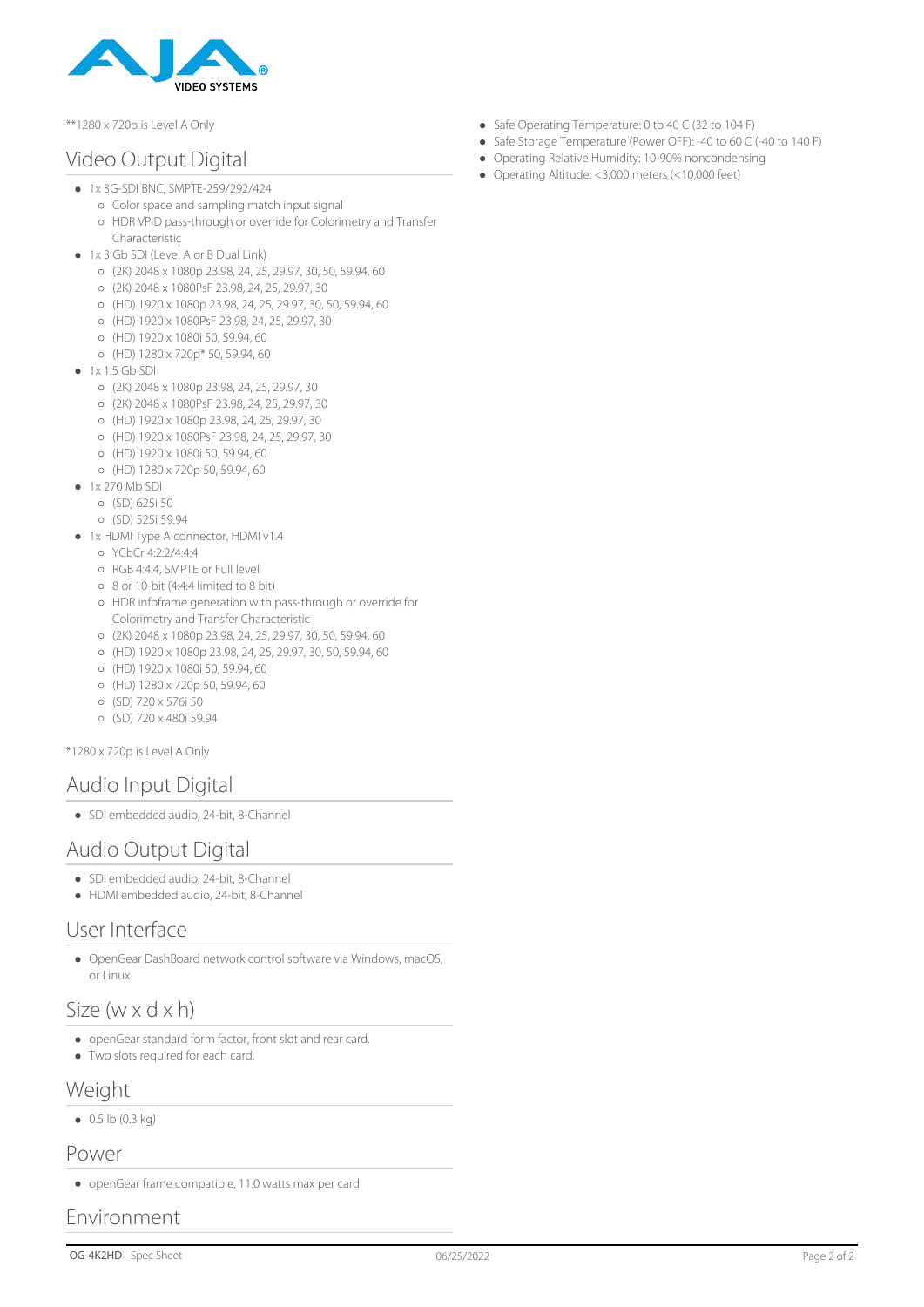**1280 x 720p is Level A Only

## Video Output Digital

- 1x 3G-SDI BNC, SMPTE-259/292/424
  - Color space and sampling match input signal
  - HDR VPID pass-through or override for Colorimetry and Transfer Characteristic
- 1x 3 Gb SDI (Level A or B Dual Link)
  - (2K) 2048 x 1080p 23.98, 24, 25, 29.97, 30, 50, 59.94, 60
  - (2K) 2048 x 1080PsF 23.98, 24, 25, 29.97, 30
  - (HD) 1920 x 1080p 23.98, 24, 25, 29.97, 30, 50, 59.94, 60
  - (HD) 1920 x 1080PsF 23.98, 24, 25, 29.97, 30
  - (HD) 1920 x 1080i 50, 59.94, 60
  - (HD) 1280 x 720p* 50, 59.94, 60
- 1x 1.5 Gb SDI
  - (2K) 2048 x 1080p 23.98, 24, 25, 29.97, 30
  - (2K) 2048 x 1080PsF 23.98, 24, 25, 29.97, 30
  - (HD) 1920 x 1080p 23.98, 24, 25, 29.97, 30
  - (HD) 1920 x 1080PsF 23.98, 24, 25, 29.97, 30
  - (HD) 1920 x 1080i 50, 59.94, 60
  - (HD) 1280 x 720p 50, 59.94, 60
- 1x 270 Mb SDI
  - (SD) 625i 50
  - (SD) 525i 59.94
- 1x HDMI Type A connector, HDMI v1.4
  - YCbCr 4:2:2/4:4:4
  - RGB 4:4:4, SMPTE or Full level
  - 8 or 10-bit (4:4:4 limited to 8 bit)
  - HDR infoframe generation with pass-through or override for Colorimetry and Transfer Characteristic
  - (2K) 2048 x 1080p 23.98, 24, 25, 29.97, 30, 50, 59.94, 60
  - (HD) 1920 x 1080p 23.98, 24, 25, 29.97, 30, 50, 59.94, 60
  - (HD) 1920 x 1080i 50, 59.94, 60
  - (HD) 1280 x 720p 50, 59.94, 60
  - (SD) 720 x 576i 50
  - (SD) 720 x 480i 59.94

*1280 x 720p is Level A Only

## Audio Input Digital

- SDI embedded audio, 24-bit, 8-Channel

## Audio Output Digital

- SDI embedded audio, 24-bit, 8-Channel
- HDMI embedded audio, 24-bit, 8-Channel

## User Interface

- OpenGear DashBoard network control software via Windows, macOS, or Linux

## Size (w x d x h)

- openGear standard form factor, front slot and rear card.
- Two slots required for each card.

## Weight

- 0.5 lb (0.3 kg)

## Power

- openGear frame compatible, 11.0 watts max per card

## Environment

- Safe Operating Temperature: 0 to 40 C (32 to 104 F)
- Safe Storage Temperature (Power OFF): -40 to 60 C (-40 to 140 F)
- Operating Relative Humidity: 10-90% noncondensing
- Operating Altitude: <3,000 meters (<10,000 feet)